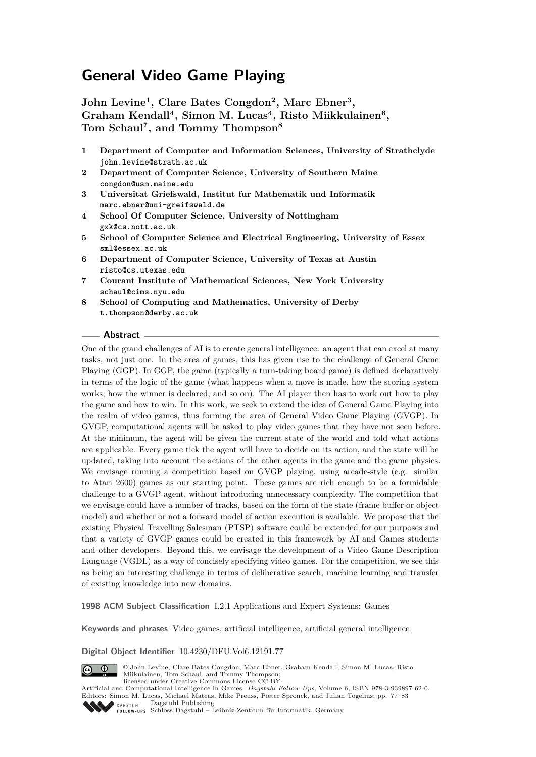# General Video Game Playing

**John Levine[1], Clare Bates Congdon[2], Marc Ebner[3], Graham Kendall[4], Simon M. Lucas[4], Risto Miikkulainen[6], Tom Schaul[7], and Tommy Thompson[8]**

1. **Department of Computer and Information Sciences, University of Strathclyde**
   john.levine@strath.ac.uk
2. **Department of Computer Science, University of Southern Maine**
   congdon@usm.maine.edu
3. **Universitat Griefswald, Institut fur Mathematik und Informatik**
   marc.ebner@uni-greifswald.de
4. **School Of Computer Science, University of Nottingham**
   gxk@cs.nott.ac.uk
5. **School of Computer Science and Electrical Engineering, University of Essex**
   sml@essex.ac.uk
6. **Department of Computer Science, University of Texas at Austin**
   risto@cs.utexas.edu
7. **Courant Institute of Mathematical Sciences, New York University**
   schaul@cims.nyu.edu
8. **School of Computing and Mathematics, University of Derby**
   t.thompson@derby.ac.uk

## Abstract

One of the grand challenges of AI is to create general intelligence: an agent that can excel at many tasks, not just one. In the area of games, this has given rise to the challenge of General Game Playing (GGP). In GGP, the game (typically a turn-taking board game) is defined declaratively in terms of the logic of the game (what happens when a move is made, how the scoring system works, how the winner is declared, and so on). The AI player then has to work out how to play the game and how to win. In this work, we seek to extend the idea of General Game Playing into the realm of video games, thus forming the area of General Video Game Playing (GVGP). In GVGP, computational agents will be asked to play video games that they have not seen before. At the minimum, the agent will be given the current state of the world and told what actions are applicable. Every game tick the agent will have to decide on its action, and the state will be updated, taking into account the actions of the other agents in the game and the game physics. We envisage running a competition based on GVGP playing, using arcade-style (e.g. similar to Atari 2600) games as our starting point. These games are rich enough to be a formidable challenge to a GVGP agent, without introducing unnecessary complexity. The competition that we envisage could have a number of tracks, based on the form of the state (frame buffer or object model) and whether or not a forward model of action execution is available. We propose that the existing Physical Travelling Salesman (PTSP) software could be extended for our purposes and that a variety of GVGP games could be created in this framework by AI and Games students and other developers. Beyond this, we envisage the development of a Video Game Description Language (VGDL) as a way of concisely specifying video games. For the competition, we see this as being an interesting challenge in terms of deliberative search, machine learning and transfer of existing knowledge into new domains.

**1998 ACM Subject Classification** I.2.1 Applications and Expert Systems: Games

**Keywords and phrases** Video games, artificial intelligence, artificial general intelligence

**Digital Object Identifier** 10.4230/DFU.Vol6.12191.77

© John Levine, Clare Bates Congdon, Marc Ebner, Graham Kendall, Simon M. Lucas, Risto Miikkulainen, Tom Schaul, and Tommy Thompson;
licensed under Creative Commons License CC-BY
Artificial and Computational Intelligence in Games. *Dagstuhl Follow-Ups*, Volume 6, ISBN 978-3-939897-62-0.
Editors: Simon M. Lucas, Michael Mateas, Mike Preuss, Pieter Spronck, and Julian Togelius; pp. 77–83
Dagstuhl Publishing
Schloss Dagstuhl – Leibniz-Zentrum für Informatik, Germany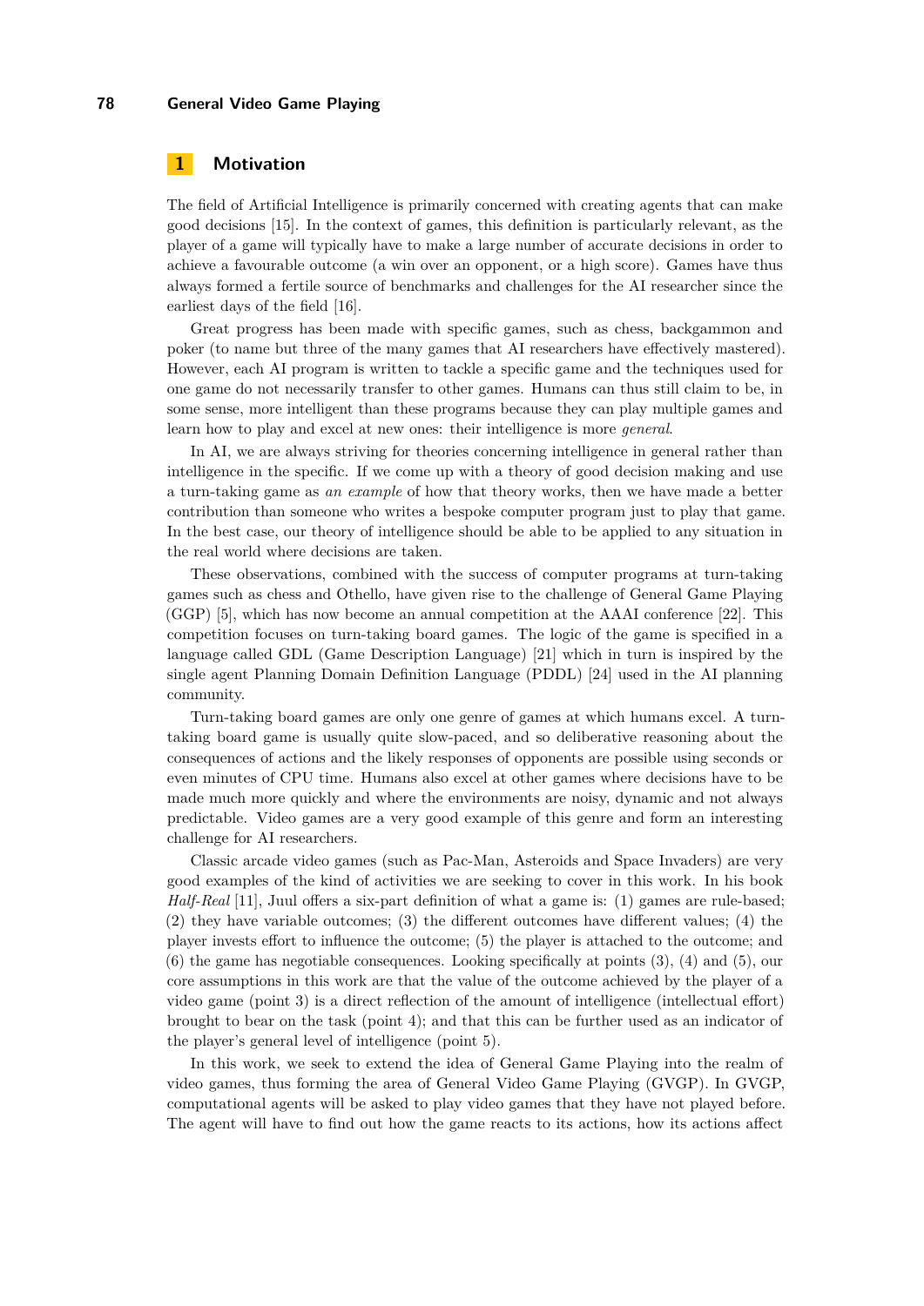## 1 Motivation

The field of Artificial Intelligence is primarily concerned with creating agents that can make good decisions [15]. In the context of games, this definition is particularly relevant, as the player of a game will typically have to make a large number of accurate decisions in order to achieve a favourable outcome (a win over an opponent, or a high score). Games have thus always formed a fertile source of benchmarks and challenges for the AI researcher since the earliest days of the field [16].

Great progress has been made with specific games, such as chess, backgammon and poker (to name but three of the many games that AI researchers have effectively mastered). However, each AI program is written to tackle a specific game and the techniques used for one game do not necessarily transfer to other games. Humans can thus still claim to be, in some sense, more intelligent than these programs because they can play multiple games and learn how to play and excel at new ones: their intelligence is more *general*.

In AI, we are always striving for theories concerning intelligence in general rather than intelligence in the specific. If we come up with a theory of good decision making and use a turn-taking game as *an example* of how that theory works, then we have made a better contribution than someone who writes a bespoke computer program just to play that game. In the best case, our theory of intelligence should be able to be applied to any situation in the real world where decisions are taken.

These observations, combined with the success of computer programs at turn-taking games such as chess and Othello, have given rise to the challenge of General Game Playing (GGP) [5], which has now become an annual competition at the AAAI conference [22]. This competition focuses on turn-taking board games. The logic of the game is specified in a language called GDL (Game Description Language) [21] which in turn is inspired by the single agent Planning Domain Definition Language (PDDL) [24] used in the AI planning community.

Turn-taking board games are only one genre of games at which humans excel. A turn-taking board game is usually quite slow-paced, and so deliberative reasoning about the consequences of actions and the likely responses of opponents are possible using seconds or even minutes of CPU time. Humans also excel at other games where decisions have to be made much more quickly and where the environments are noisy, dynamic and not always predictable. Video games are a very good example of this genre and form an interesting challenge for AI researchers.

Classic arcade video games (such as Pac-Man, Asteroids and Space Invaders) are very good examples of the kind of activities we are seeking to cover in this work. In his book *Half-Real* [11], Juul offers a six-part definition of what a game is: (1) games are rule-based; (2) they have variable outcomes; (3) the different outcomes have different values; (4) the player invests effort to influence the outcome; (5) the player is attached to the outcome; and (6) the game has negotiable consequences. Looking specifically at points (3), (4) and (5), our core assumptions in this work are that the value of the outcome achieved by the player of a video game (point 3) is a direct reflection of the amount of intelligence (intellectual effort) brought to bear on the task (point 4); and that this can be further used as an indicator of the player's general level of intelligence (point 5).

In this work, we seek to extend the idea of General Game Playing into the realm of video games, thus forming the area of General Video Game Playing (GVGP). In GVGP, computational agents will be asked to play video games that they have not played before. The agent will have to find out how the game reacts to its actions, how its actions affect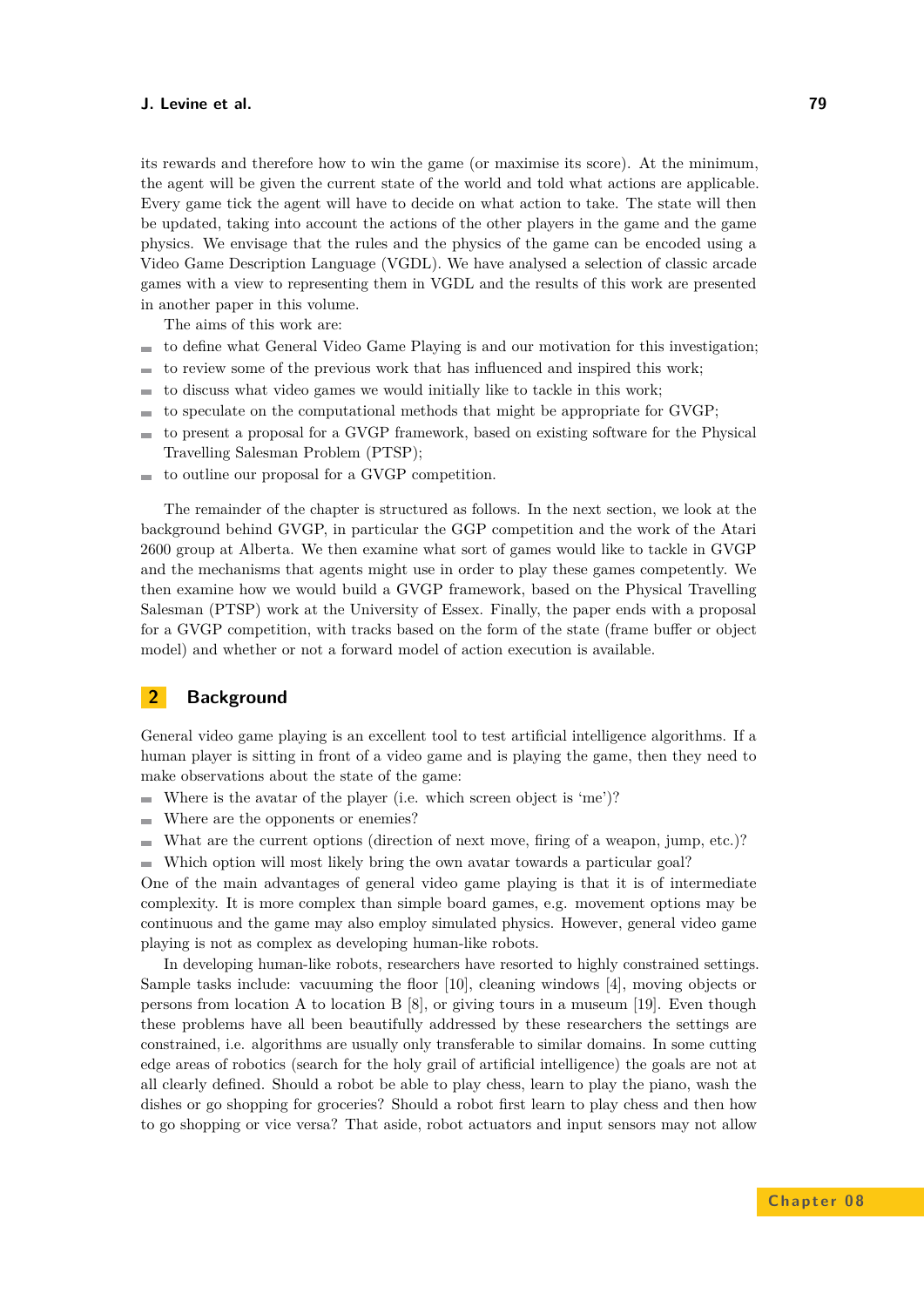its rewards and therefore how to win the game (or maximise its score). At the minimum, the agent will be given the current state of the world and told what actions are applicable. Every game tick the agent will have to decide on what action to take. The state will then be updated, taking into account the actions of the other players in the game and the game physics. We envisage that the rules and the physics of the game can be encoded using a Video Game Description Language (VGDL). We have analysed a selection of classic arcade games with a view to representing them in VGDL and the results of this work are presented in another paper in this volume.

The aims of this work are:

- to define what General Video Game Playing is and our motivation for this investigation;
- to review some of the previous work that has influenced and inspired this work;
- to discuss what video games we would initially like to tackle in this work;
- to speculate on the computational methods that might be appropriate for GVGP;
- to present a proposal for a GVGP framework, based on existing software for the Physical Travelling Salesman Problem (PTSP);
- to outline our proposal for a GVGP competition.

The remainder of the chapter is structured as follows. In the next section, we look at the background behind GVGP, in particular the GGP competition and the work of the Atari 2600 group at Alberta. We then examine what sort of games would like to tackle in GVGP and the mechanisms that agents might use in order to play these games competently. We then examine how we would build a GVGP framework, based on the Physical Travelling Salesman (PTSP) work at the University of Essex. Finally, the paper ends with a proposal for a GVGP competition, with tracks based on the form of the state (frame buffer or object model) and whether or not a forward model of action execution is available.

## 2 Background

General video game playing is an excellent tool to test artificial intelligence algorithms. If a human player is sitting in front of a video game and is playing the game, then they need to make observations about the state of the game:

- Where is the avatar of the player (i.e. which screen object is 'me')?
- Where are the opponents or enemies?
- What are the current options (direction of next move, firing of a weapon, jump, etc.)?
- Which option will most likely bring the own avatar towards a particular goal?

One of the main advantages of general video game playing is that it is of intermediate complexity. It is more complex than simple board games, e.g. movement options may be continuous and the game may also employ simulated physics. However, general video game playing is not as complex as developing human-like robots.

In developing human-like robots, researchers have resorted to highly constrained settings. Sample tasks include: vacuuming the floor [10], cleaning windows [4], moving objects or persons from location A to location B [8], or giving tours in a museum [19]. Even though these problems have all been beautifully addressed by these researchers the settings are constrained, i.e. algorithms are usually only transferable to similar domains. In some cutting edge areas of robotics (search for the holy grail of artificial intelligence) the goals are not at all clearly defined. Should a robot be able to play chess, learn to play the piano, wash the dishes or go shopping for groceries? Should a robot first learn to play chess and then how to go shopping or vice versa? That aside, robot actuators and input sensors may not allow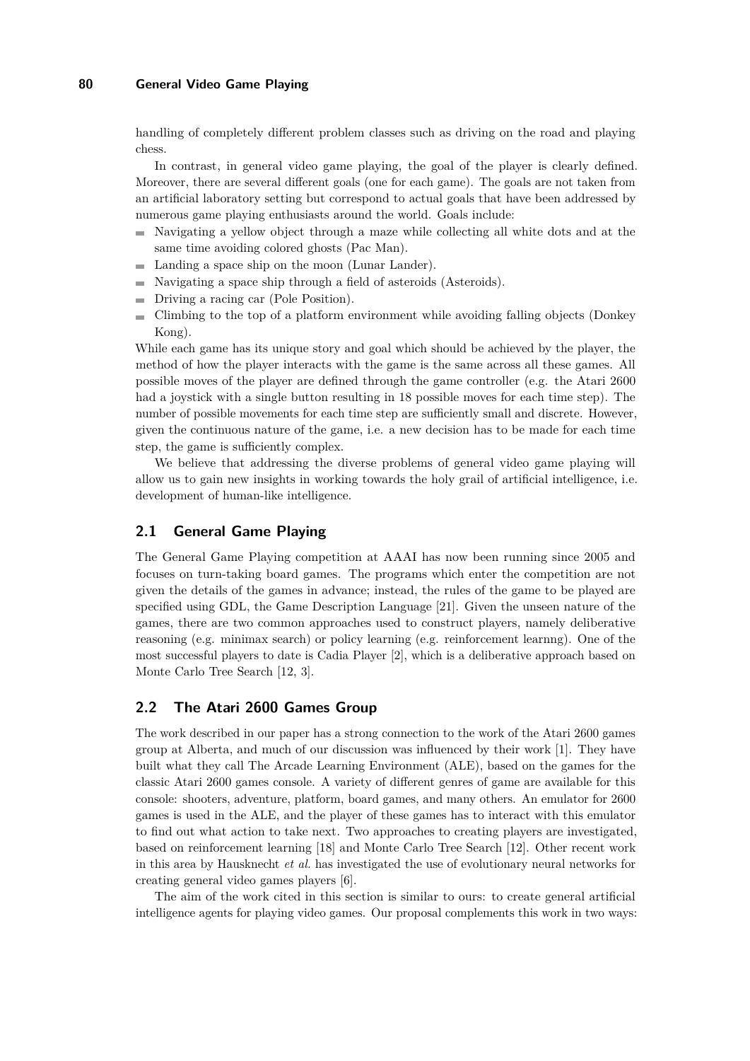handling of completely different problem classes such as driving on the road and playing chess.

In contrast, in general video game playing, the goal of the player is clearly defined. Moreover, there are several different goals (one for each game). The goals are not taken from an artificial laboratory setting but correspond to actual goals that have been addressed by numerous game playing enthusiasts around the world. Goals include:

- Navigating a yellow object through a maze while collecting all white dots and at the same time avoiding colored ghosts (Pac Man).
- Landing a space ship on the moon (Lunar Lander).
- Navigating a space ship through a field of asteroids (Asteroids).
- Driving a racing car (Pole Position).
- Climbing to the top of a platform environment while avoiding falling objects (Donkey Kong).

While each game has its unique story and goal which should be achieved by the player, the method of how the player interacts with the game is the same across all these games. All possible moves of the player are defined through the game controller (e.g. the Atari 2600 had a joystick with a single button resulting in 18 possible moves for each time step). The number of possible movements for each time step are sufficiently small and discrete. However, given the continuous nature of the game, i.e. a new decision has to be made for each time step, the game is sufficiently complex.

We believe that addressing the diverse problems of general video game playing will allow us to gain new insights in working towards the holy grail of artificial intelligence, i.e. development of human-like intelligence.

## 2.1 General Game Playing

The General Game Playing competition at AAAI has now been running since 2005 and focuses on turn-taking board games. The programs which enter the competition are not given the details of the games in advance; instead, the rules of the game to be played are specified using GDL, the Game Description Language [21]. Given the unseen nature of the games, there are two common approaches used to construct players, namely deliberative reasoning (e.g. minimax search) or policy learning (e.g. reinforcement learnng). One of the most successful players to date is Cadia Player [2], which is a deliberative approach based on Monte Carlo Tree Search [12, 3].

## 2.2 The Atari 2600 Games Group

The work described in our paper has a strong connection to the work of the Atari 2600 games group at Alberta, and much of our discussion was influenced by their work [1]. They have built what they call The Arcade Learning Environment (ALE), based on the games for the classic Atari 2600 games console. A variety of different genres of game are available for this console: shooters, adventure, platform, board games, and many others. An emulator for 2600 games is used in the ALE, and the player of these games has to interact with this emulator to find out what action to take next. Two approaches to creating players are investigated, based on reinforcement learning [18] and Monte Carlo Tree Search [12]. Other recent work in this area by Hausknecht *et al.* has investigated the use of evolutionary neural networks for creating general video games players [6].

The aim of the work cited in this section is similar to ours: to create general artificial intelligence agents for playing video games. Our proposal complements this work in two ways: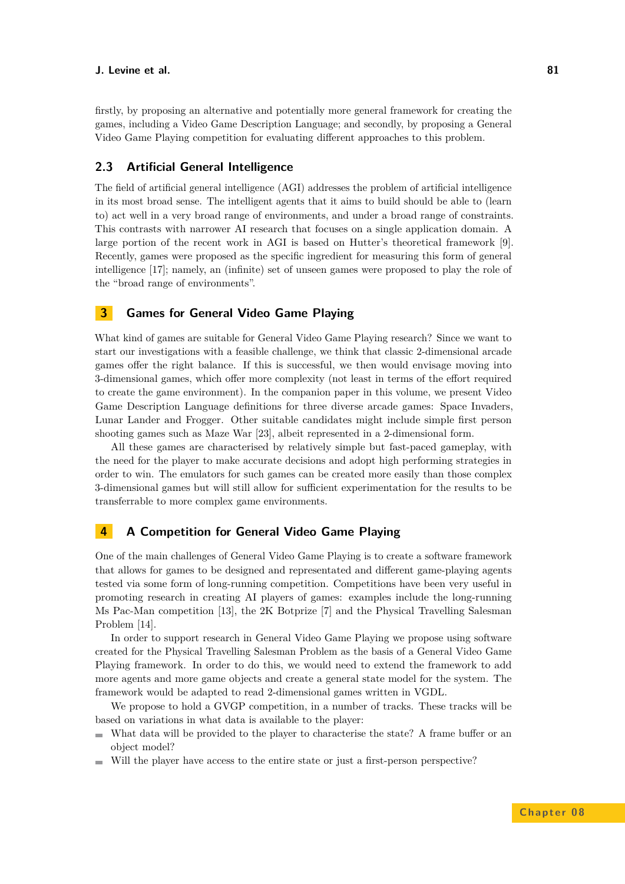firstly, by proposing an alternative and potentially more general framework for creating the games, including a Video Game Description Language; and secondly, by proposing a General Video Game Playing competition for evaluating different approaches to this problem.

### 2.3 Artificial General Intelligence

The field of artificial general intelligence (AGI) addresses the problem of artificial intelligence in its most broad sense. The intelligent agents that it aims to build should be able to (learn to) act well in a very broad range of environments, and under a broad range of constraints. This contrasts with narrower AI research that focuses on a single application domain. A large portion of the recent work in AGI is based on Hutter's theoretical framework [9]. Recently, games were proposed as the specific ingredient for measuring this form of general intelligence [17]; namely, an (infinite) set of unseen games were proposed to play the role of the "broad range of environments".

## 3 Games for General Video Game Playing

What kind of games are suitable for General Video Game Playing research? Since we want to start our investigations with a feasible challenge, we think that classic 2-dimensional arcade games offer the right balance. If this is successful, we then would envisage moving into 3-dimensional games, which offer more complexity (not least in terms of the effort required to create the game environment). In the companion paper in this volume, we present Video Game Description Language definitions for three diverse arcade games: Space Invaders, Lunar Lander and Frogger. Other suitable candidates might include simple first person shooting games such as Maze War [23], albeit represented in a 2-dimensional form.

All these games are characterised by relatively simple but fast-paced gameplay, with the need for the player to make accurate decisions and adopt high performing strategies in order to win. The emulators for such games can be created more easily than those complex 3-dimensional games but will still allow for sufficient experimentation for the results to be transferrable to more complex game environments.

## 4 A Competition for General Video Game Playing

One of the main challenges of General Video Game Playing is to create a software framework that allows for games to be designed and representated and different game-playing agents tested via some form of long-running competition. Competitions have been very useful in promoting research in creating AI players of games: examples include the long-running Ms Pac-Man competition [13], the 2K Botprize [7] and the Physical Travelling Salesman Problem [14].

In order to support research in General Video Game Playing we propose using software created for the Physical Travelling Salesman Problem as the basis of a General Video Game Playing framework. In order to do this, we would need to extend the framework to add more agents and more game objects and create a general state model for the system. The framework would be adapted to read 2-dimensional games written in VGDL.

We propose to hold a GVGP competition, in a number of tracks. These tracks will be based on variations in what data is available to the player:

- What data will be provided to the player to characterise the state? A frame buffer or an object model?
- Will the player have access to the entire state or just a first-person perspective?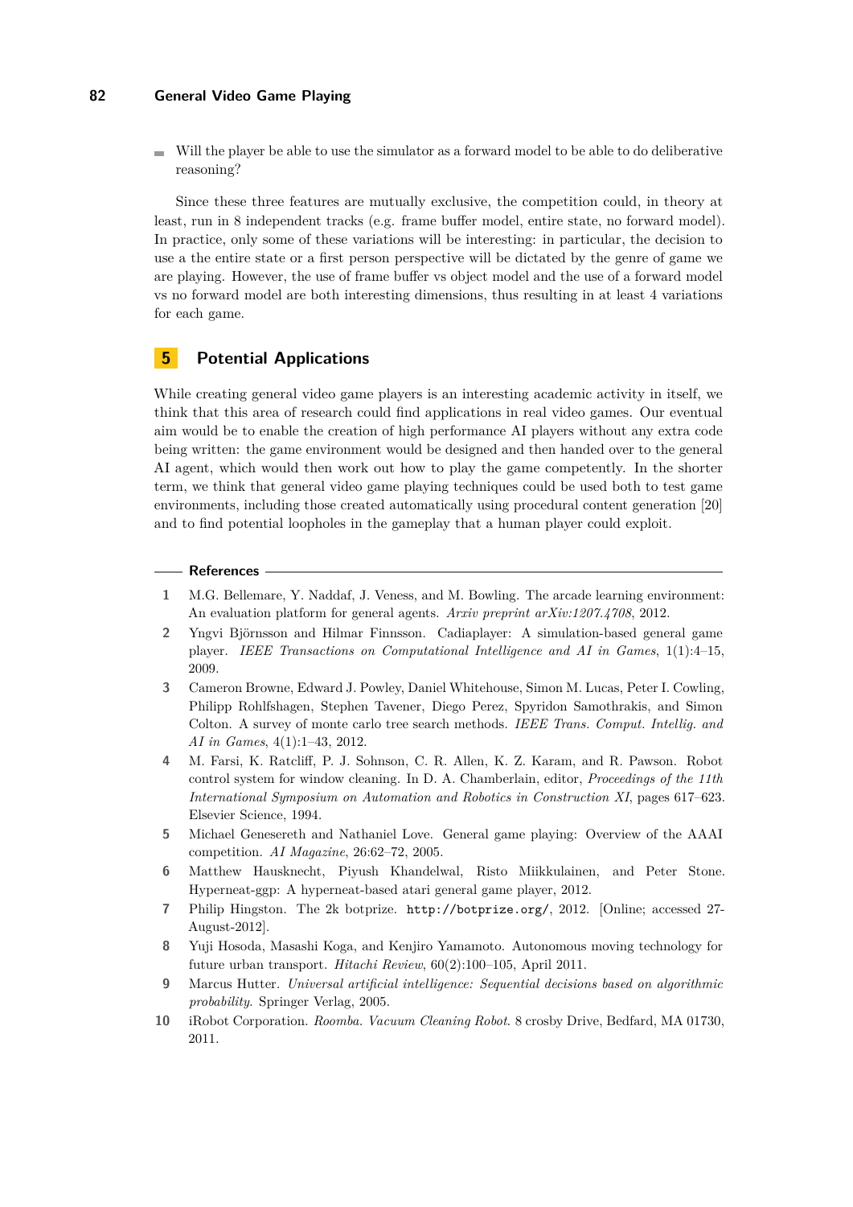- Will the player be able to use the simulator as a forward model to be able to do deliberative reasoning?

Since these three features are mutually exclusive, the competition could, in theory at least, run in 8 independent tracks (e.g. frame buffer model, entire state, no forward model). In practice, only some of these variations will be interesting: in particular, the decision to use a the entire state or a first person perspective will be dictated by the genre of game we are playing. However, the use of frame buffer vs object model and the use of a forward model vs no forward model are both interesting dimensions, thus resulting in at least 4 variations for each game.

## 5 Potential Applications

While creating general video game players is an interesting academic activity in itself, we think that this area of research could find applications in real video games. Our eventual aim would be to enable the creation of high performance AI players without any extra code being written: the game environment would be designed and then handed over to the general AI agent, which would then work out how to play the game competently. In the shorter term, we think that general video game playing techniques could be used both to test game environments, including those created automatically using procedural content generation [20] and to find potential loopholes in the gameplay that a human player could exploit.

## References

1. M.G. Bellemare, Y. Naddaf, J. Veness, and M. Bowling. The arcade learning environment: An evaluation platform for general agents. *Arxiv preprint arXiv:1207.4708*, 2012.
2. Yngvi Björnsson and Hilmar Finnsson. Cadiaplayer: A simulation-based general game player. *IEEE Transactions on Computational Intelligence and AI in Games*, 1(1):4–15, 2009.
3. Cameron Browne, Edward J. Powley, Daniel Whitehouse, Simon M. Lucas, Peter I. Cowling, Philipp Rohlfshagen, Stephen Tavener, Diego Perez, Spyridon Samothrakis, and Simon Colton. A survey of monte carlo tree search methods. *IEEE Trans. Comput. Intellig. and AI in Games*, 4(1):1–43, 2012.
4. M. Farsi, K. Ratcliff, P. J. Sohnson, C. R. Allen, K. Z. Karam, and R. Pawson. Robot control system for window cleaning. In D. A. Chamberlain, editor, *Proceedings of the 11th International Symposium on Automation and Robotics in Construction XI*, pages 617–623. Elsevier Science, 1994.
5. Michael Genesereth and Nathaniel Love. General game playing: Overview of the AAAI competition. *AI Magazine*, 26:62–72, 2005.
6. Matthew Hausknecht, Piyush Khandelwal, Risto Miikkulainen, and Peter Stone. Hyperneat-ggp: A hyperneat-based atari general game player, 2012.
7. Philip Hingston. The 2k botprize. `http://botprize.org/`, 2012. [Online; accessed 27-August-2012].
8. Yuji Hosoda, Masashi Koga, and Kenjiro Yamamoto. Autonomous moving technology for future urban transport. *Hitachi Review*, 60(2):100–105, April 2011.
9. Marcus Hutter. *Universal artificial intelligence: Sequential decisions based on algorithmic probability*. Springer Verlag, 2005.
10. iRobot Corporation. *Roomba. Vacuum Cleaning Robot*. 8 crosby Drive, Bedfard, MA 01730, 2011.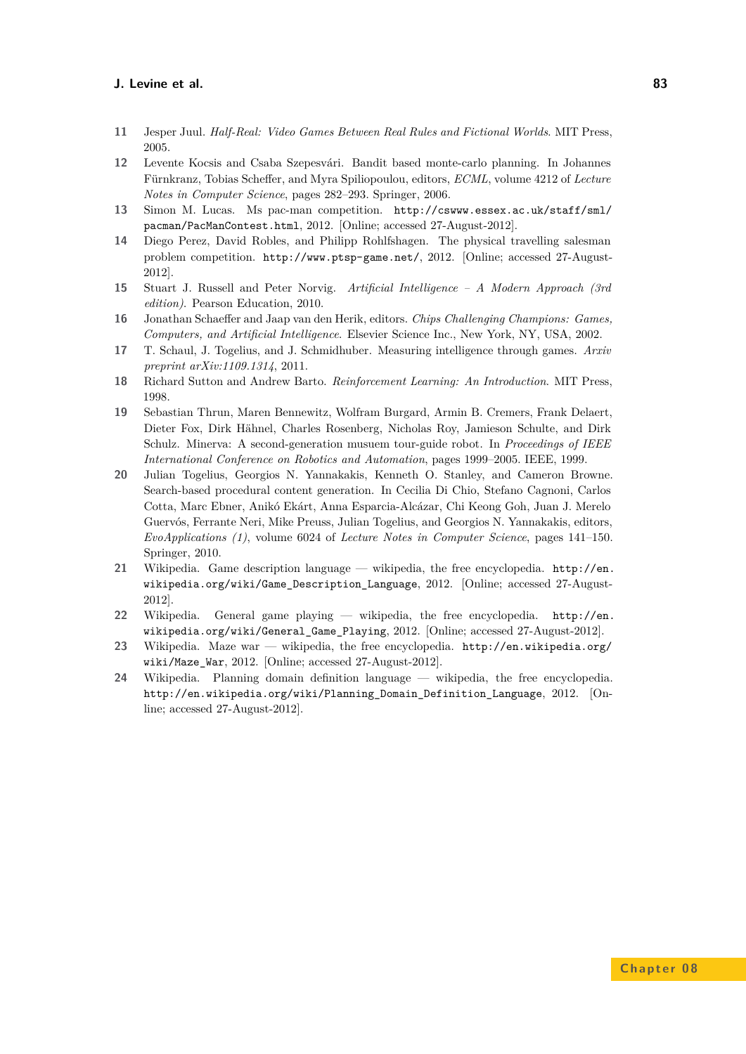11 Jesper Juul. *Half-Real: Video Games Between Real Rules and Fictional Worlds*. MIT Press, 2005.

12 Levente Kocsis and Csaba Szepesvári. Bandit based monte-carlo planning. In Johannes Fürnkranz, Tobias Scheffer, and Myra Spiliopoulou, editors, *ECML*, volume 4212 of *Lecture Notes in Computer Science*, pages 282–293. Springer, 2006.

13 Simon M. Lucas. Ms pac-man competition. `http://cswww.essex.ac.uk/staff/sml/pacman/PacManContest.html`, 2012. [Online; accessed 27-August-2012].

14 Diego Perez, David Robles, and Philipp Rohlfshagen. The physical travelling salesman problem competition. `http://www.ptsp-game.net/`, 2012. [Online; accessed 27-August-2012].

15 Stuart J. Russell and Peter Norvig. *Artificial Intelligence – A Modern Approach (3rd edition)*. Pearson Education, 2010.

16 Jonathan Schaeffer and Jaap van den Herik, editors. *Chips Challenging Champions: Games, Computers, and Artificial Intelligence*. Elsevier Science Inc., New York, NY, USA, 2002.

17 T. Schaul, J. Togelius, and J. Schmidhuber. Measuring intelligence through games. *Arxiv preprint arXiv:1109.1314*, 2011.

18 Richard Sutton and Andrew Barto. *Reinforcement Learning: An Introduction*. MIT Press, 1998.

19 Sebastian Thrun, Maren Bennewitz, Wolfram Burgard, Armin B. Cremers, Frank Delaert, Dieter Fox, Dirk Hähnel, Charles Rosenberg, Nicholas Roy, Jamieson Schulte, and Dirk Schulz. Minerva: A second-generation musuem tour-guide robot. In *Proceedings of IEEE International Conference on Robotics and Automation*, pages 1999–2005. IEEE, 1999.

20 Julian Togelius, Georgios N. Yannakakis, Kenneth O. Stanley, and Cameron Browne. Search-based procedural content generation. In Cecilia Di Chio, Stefano Cagnoni, Carlos Cotta, Marc Ebner, Anikó Ekárt, Anna Esparcia-Alcázar, Chi Keong Goh, Juan J. Merelo Guervós, Ferrante Neri, Mike Preuss, Julian Togelius, and Georgios N. Yannakakis, editors, *EvoApplications (1)*, volume 6024 of *Lecture Notes in Computer Science*, pages 141–150. Springer, 2010.

21 Wikipedia. Game description language — wikipedia, the free encyclopedia. `http://en.wikipedia.org/wiki/Game_Description_Language`, 2012. [Online; accessed 27-August-2012].

22 Wikipedia. General game playing — wikipedia, the free encyclopedia. `http://en.wikipedia.org/wiki/General_Game_Playing`, 2012. [Online; accessed 27-August-2012].

23 Wikipedia. Maze war — wikipedia, the free encyclopedia. `http://en.wikipedia.org/wiki/Maze_War`, 2012. [Online; accessed 27-August-2012].

24 Wikipedia. Planning domain definition language — wikipedia, the free encyclopedia. `http://en.wikipedia.org/wiki/Planning_Domain_Definition_Language`, 2012. [Online; accessed 27-August-2012].